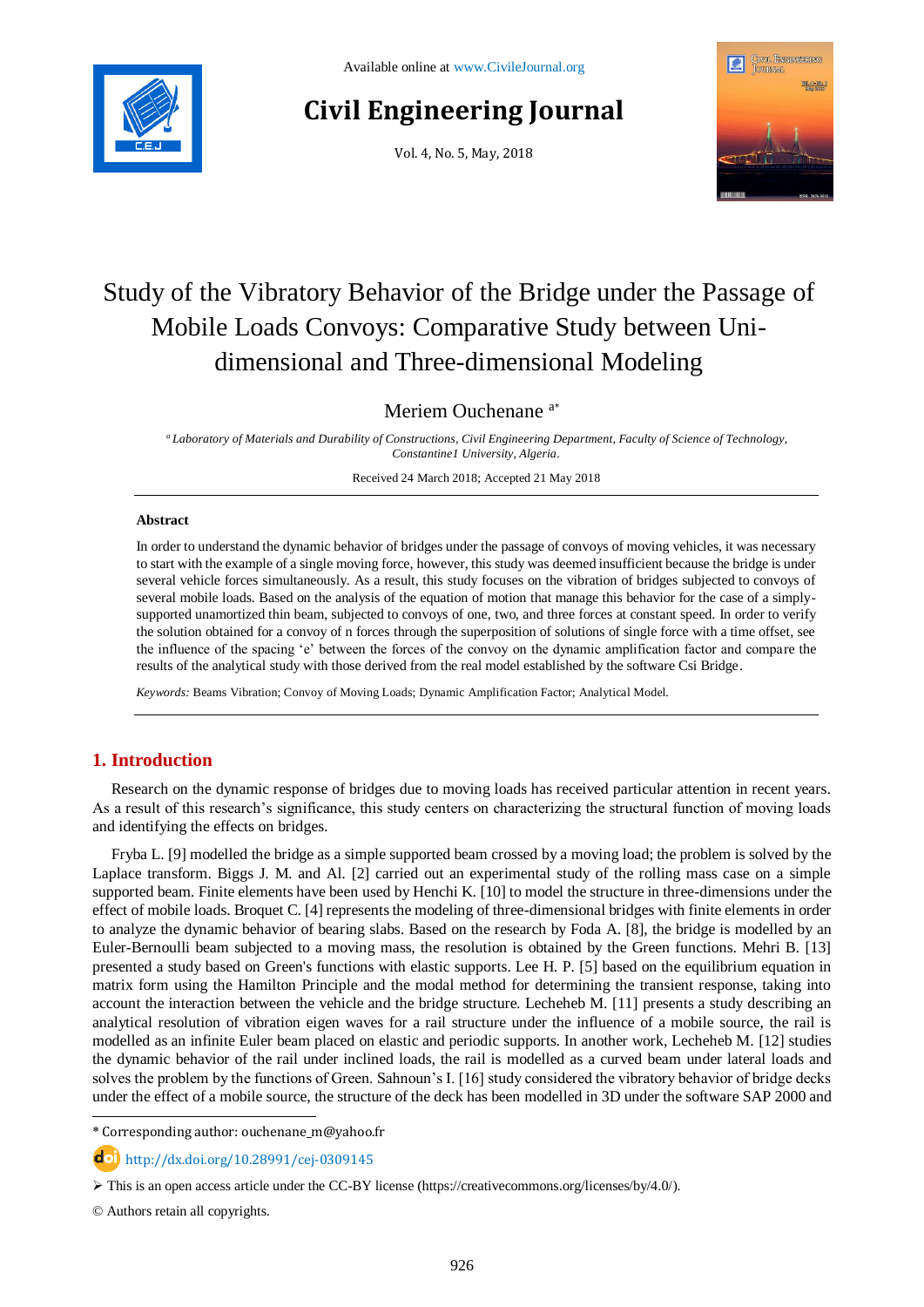Available online at www.CivileJournal.org

# Civil Engineering Journal

Vol. 4, No. 5, May, 2018

# Study of the Vibratory Behavior of the Bridge under the Passage of Mobile Loads Convoys: Comparative Study between Uni-dimensional and Three-dimensional Modeling

Meriem Ouchenane [a*]

[a] *Laboratory of Materials and Durability of Constructions, Civil Engineering Department, Faculty of Science of Technology, Constantine1 University, Algeria.*

Received 24 March 2018; Accepted 21 May 2018

---

**Abstract**

In order to understand the dynamic behavior of bridges under the passage of convoys of moving vehicles, it was necessary to start with the example of a single moving force, however, this study was deemed insufficient because the bridge is under several vehicle forces simultaneously. As a result, this study focuses on the vibration of bridges subjected to convoys of several mobile loads. Based on the analysis of the equation of motion that manage this behavior for the case of a simply-supported unamortized thin beam, subjected to convoys of one, two, and three forces at constant speed. In order to verify the solution obtained for a convoy of n forces through the superposition of solutions of single force with a time offset, see the influence of the spacing 'e' between the forces of the convoy on the dynamic amplification factor and compare the results of the analytical study with those derived from the real model established by the software Csi Bridge.

*Keywords:* Beams Vibration; Convoy of Moving Loads; Dynamic Amplification Factor; Analytical Model.

---

## 1. Introduction

Research on the dynamic response of bridges due to moving loads has received particular attention in recent years. As a result of this research's significance, this study centers on characterizing the structural function of moving loads and identifying the effects on bridges.

Fryba L. [9] modelled the bridge as a simple supported beam crossed by a moving load; the problem is solved by the Laplace transform. Biggs J. M. and Al. [2] carried out an experimental study of the rolling mass case on a simple supported beam. Finite elements have been used by Henchi K. [10] to model the structure in three-dimensions under the effect of mobile loads. Broquet C. [4] represents the modeling of three-dimensional bridges with finite elements in order to analyze the dynamic behavior of bearing slabs. Based on the research by Foda A. [8], the bridge is modelled by an Euler-Bernoulli beam subjected to a moving mass, the resolution is obtained by the Green functions. Mehri B. [13] presented a study based on Green's functions with elastic supports. Lee H. P. [5] based on the equilibrium equation in matrix form using the Hamilton Principle and the modal method for determining the transient response, taking into account the interaction between the vehicle and the bridge structure. Lecheheb M. [11] presents a study describing an analytical resolution of vibration eigen waves for a rail structure under the influence of a mobile source, the rail is modelled as an infinite Euler beam placed on elastic and periodic supports. In another work, Lecheheb M. [12] studies the dynamic behavior of the rail under inclined loads, the rail is modelled as a curved beam under lateral loads and solves the problem by the functions of Green. Sahnoun's I. [16] study considered the vibratory behavior of bridge decks under the effect of a mobile source, the structure of the deck has been modelled in 3D under the software SAP 2000 and

---

* Corresponding author: ouchenane_m@yahoo.fr

http://dx.doi.org/10.28991/cej-0309145

➢ This is an open access article under the CC-BY license (https://creativecommons.org/licenses/by/4.0/).

© Authors retain all copyrights.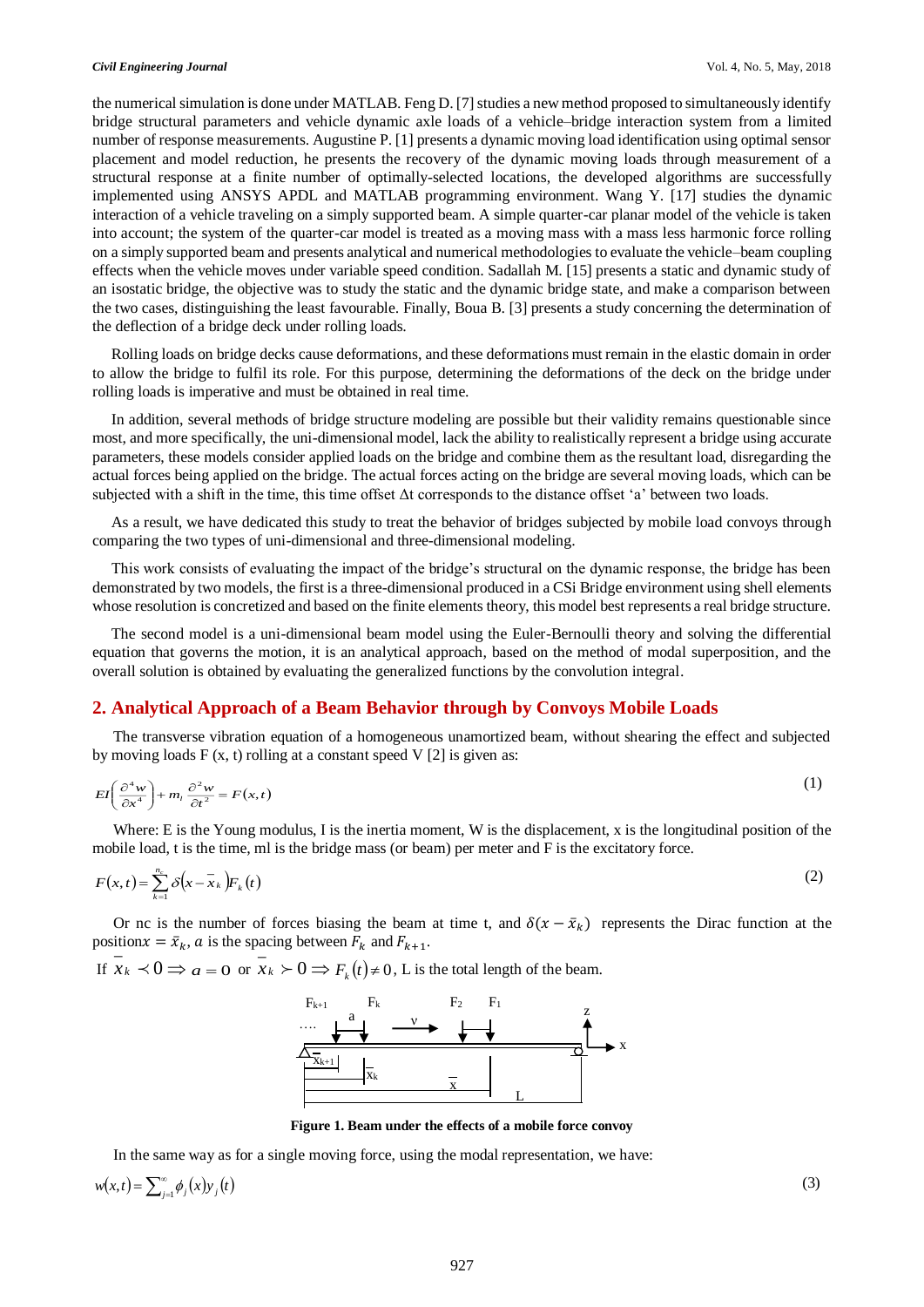the numerical simulation is done under MATLAB. Feng D. [7] studies a new method proposed to simultaneously identify bridge structural parameters and vehicle dynamic axle loads of a vehicle–bridge interaction system from a limited number of response measurements. Augustine P. [1] presents a dynamic moving load identification using optimal sensor placement and model reduction, he presents the recovery of the dynamic moving loads through measurement of a structural response at a finite number of optimally-selected locations, the developed algorithms are successfully implemented using ANSYS APDL and MATLAB programming environment. Wang Y. [17] studies the dynamic interaction of a vehicle traveling on a simply supported beam. A simple quarter-car planar model of the vehicle is taken into account; the system of the quarter-car model is treated as a moving mass with a mass less harmonic force rolling on a simply supported beam and presents analytical and numerical methodologies to evaluate the vehicle–beam coupling effects when the vehicle moves under variable speed condition. Sadallah M. [15] presents a static and dynamic study of an isostatic bridge, the objective was to study the static and the dynamic bridge state, and make a comparison between the two cases, distinguishing the least favourable. Finally, Boua B. [3] presents a study concerning the determination of the deflection of a bridge deck under rolling loads.

Rolling loads on bridge decks cause deformations, and these deformations must remain in the elastic domain in order to allow the bridge to fulfil its role. For this purpose, determining the deformations of the deck on the bridge under rolling loads is imperative and must be obtained in real time.

In addition, several methods of bridge structure modeling are possible but their validity remains questionable since most, and more specifically, the uni-dimensional model, lack the ability to realistically represent a bridge using accurate parameters, these models consider applied loads on the bridge and combine them as the resultant load, disregarding the actual forces being applied on the bridge. The actual forces acting on the bridge are several moving loads, which can be subjected with a shift in the time, this time offset Δt corresponds to the distance offset 'a' between two loads.

As a result, we have dedicated this study to treat the behavior of bridges subjected by mobile load convoys through comparing the two types of uni-dimensional and three-dimensional modeling.

This work consists of evaluating the impact of the bridge's structural on the dynamic response, the bridge has been demonstrated by two models, the first is a three-dimensional produced in a CSi Bridge environment using shell elements whose resolution is concretized and based on the finites elements theory, this model best represents a real bridge structure.

The second model is a uni-dimensional beam model using the Euler-Bernoulli theory and solving the differential equation that governs the motion, it is an analytical approach, based on the method of modal superposition, and the overall solution is obtained by evaluating the generalized functions by the convolution integral.

## 2. Analytical Approach of a Beam Behavior through by Convoys Mobile Loads

The transverse vibration equation of a homogeneous unamortized beam, without shearing the effect and subjected by moving loads F (x, t) rolling at a constant speed V [2] is given as:

$$EI\left(\frac{\partial^4 w}{\partial x^4}\right)+m_l\,\frac{\partial^2 w}{\partial t^2}=F(x,t) \tag{1}$$

Where: E is the Young modulus, I is the inertia moment, W is the displacement, x is the longitudinal position of the mobile load, t is the time, ml is the bridge mass (or beam) per meter and F is the excitatory force.

$$F(x,t)=\sum_{k=1}^{n_c}\delta\left(x-\bar{x}_k\right)F_k(t) \tag{2}$$

Or nc is the number of forces biasing the beam at time t, and $\delta(x-\bar{x}_k)$ represents the Dirac function at the position$x=\bar{x}_k$, $a$ is the spacing between $F_k$ and $F_{k+1}$.

If $\bar{x}_k \prec 0 \Rightarrow a=0$ or $\bar{x}_k \succ 0 \Rightarrow F_k(t)\neq 0$, L is the total length of the beam.

**Figure 1. Beam under the effects of a mobile force convoy**

In the same way as for a single moving force, using the modal representation, we have:

$$w(x,t)=\sum_{j=1}^{\infty}\phi_j(x)y_j(t) \tag{3}$$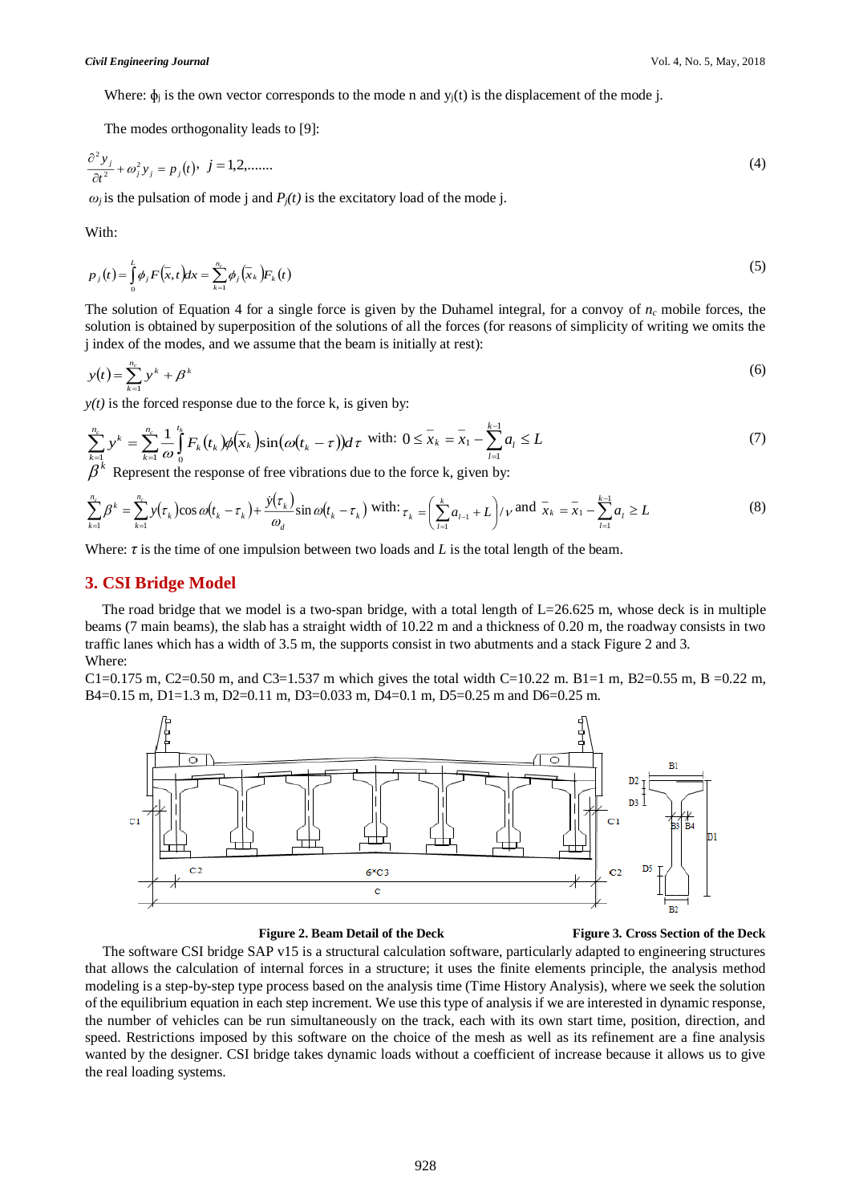Where: $\phi_j$ is the own vector corresponds to the mode n and $y_j(t)$ is the displacement of the mode j.

The modes orthogonality leads to [9]:

$$\frac{\partial^2 y_j}{\partial t^2} + \omega_j^2 y_j = p_j(t), \quad j = 1,2,....... \tag{4}$$

$\omega_j$ is the pulsation of mode j and $P_j(t)$ is the excitatory load of the mode j.

With:

$$p_j(t) = \int_0^L \phi_j F(\bar{x}, t) dx = \sum_{k=1}^{n_c} \phi_j(\bar{x}_k) F_k(t) \tag{5}$$

The solution of Equation 4 for a single force is given by the Duhamel integral, for a convoy of $n_c$ mobile forces, the solution is obtained by superposition of the solutions of all the forces (for reasons of simplicity of writing we omits the j index of the modes, and we assume that the beam is initially at rest):

$$y(t) = \sum_{k=1}^{n_c} y^k + \beta^k \tag{6}$$

$y(t)$ is the forced response due to the force k, is given by:

$$\sum_{k=1}^{n_c} y^k = \sum_{k=1}^{n_c} \frac{1}{\omega} \int_0^{t_k} F_k(t_k) \phi(\bar{x}_k) \sin(\omega(t_k - \tau)) d\tau \quad \text{with: } 0 \le \bar{x}_k = \bar{x}_1 - \sum_{l=1}^{k-1} a_l \le L \tag{7}$$

$\beta^k$ Represent the response of free vibrations due to the force k, given by:

$$\sum_{k=1}^{n_c} \beta^k = \sum_{k=1}^{n_c} y(\tau_k) \cos\omega(t_k - \tau_k) + \frac{\dot{y}(\tau_k)}{\omega_d} \sin\omega(t_k - \tau_k) \quad \text{with: } \tau_k = \left( \sum_{l=1}^{k} a_{l-1} + L \right) / v \text{ and } \bar{x}_k = \bar{x}_1 - \sum_{l=1}^{k-1} a_l \ge L \tag{8}$$

Where: $\tau$ is the time of one impulsion between two loads and $L$ is the total length of the beam.

## 3. CSI Bridge Model

The road bridge that we model is a two-span bridge, with a total length of L=26.625 m, whose deck is in multiple beams (7 main beams), the slab has a straight width of 10.22 m and a thickness of 0.20 m, the roadway consists in two traffic lanes which has a width of 3.5 m, the supports consist in two abutments and a stack Figure 2 and 3.
Where:
C1=0.175 m, C2=0.50 m, and C3=1.537 m which gives the total width C=10.22 m. B1=1 m, B2=0.55 m, B =0.22 m, B4=0.15 m, D1=1.3 m, D2=0.11 m, D3=0.033 m, D4=0.1 m, D5=0.25 m and D6=0.25 m.

**Figure 2. Beam Detail of the Deck** **Figure 3. Cross Section of the Deck**

The software CSI bridge SAP v15 is a structural calculation software, particularly adapted to engineering structures that allows the calculation of internal forces in a structure; it uses the finite elements principle, the analysis method modeling is a step-by-step type process based on the analysis time (Time History Analysis), where we seek the solution of the equilibrium equation in each step increment. We use this type of analysis if we are interested in dynamic response, the number of vehicles can be run simultaneously on the track, each with its own start time, position, direction, and speed. Restrictions imposed by this software on the choice of the mesh as well as its refinement are a fine analysis wanted by the designer. CSI bridge takes dynamic loads without a coefficient of increase because it allows us to give the real loading systems.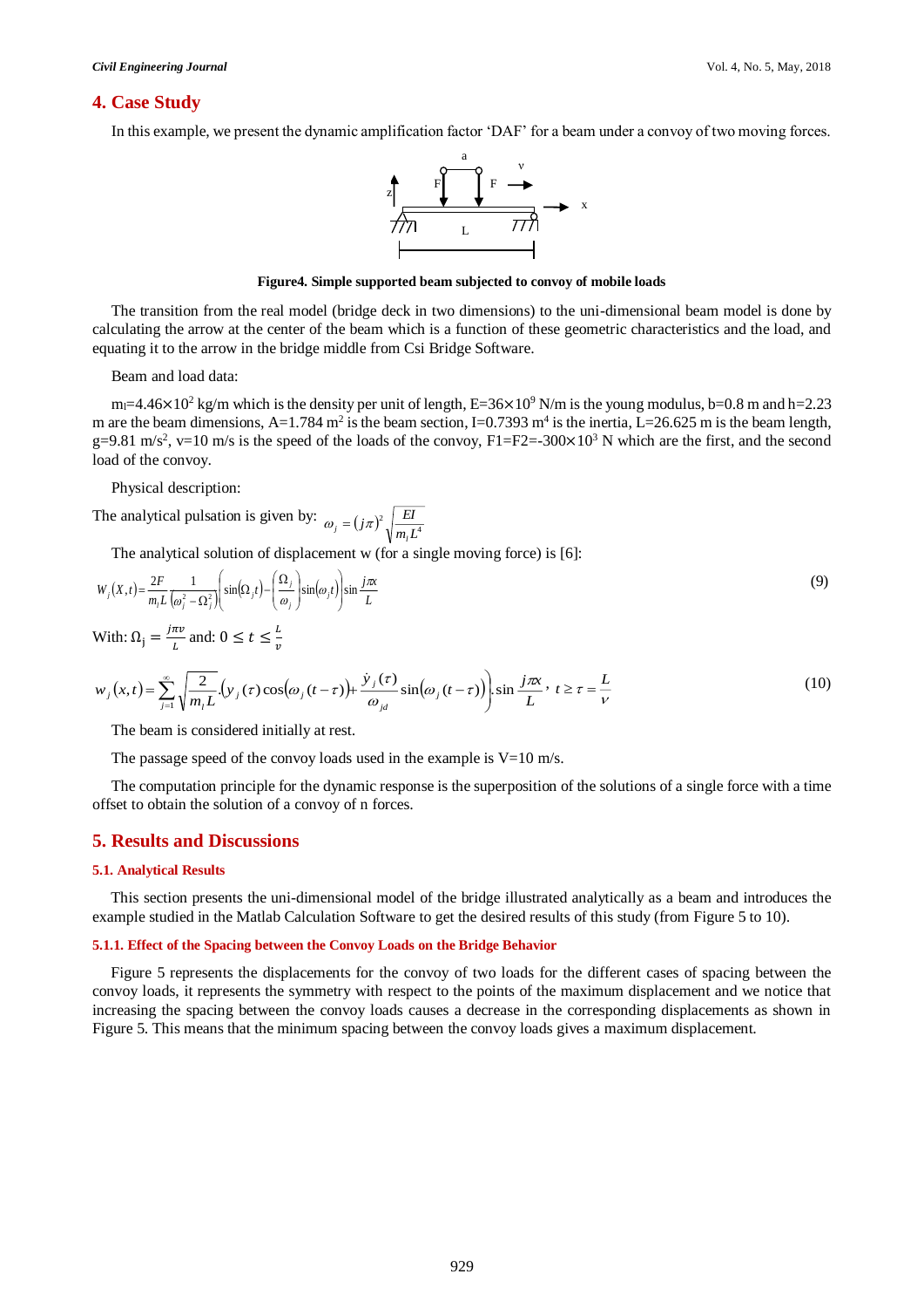## 4. Case Study

In this example, we present the dynamic amplification factor 'DAF' for a beam under a convoy of two moving forces.

**Figure4. Simple supported beam subjected to convoy of mobile loads**

The transition from the real model (bridge deck in two dimensions) to the uni-dimensional beam model is done by calculating the arrow at the center of the beam which is a function of these geometric characteristics and the load, and equating it to the arrow in the bridge middle from Csi Bridge Software.

Beam and load data:

$m_l$=4.46×10$^2$ kg/m which is the density per unit of length, E=36×10$^9$ N/m is the young modulus, b=0.8 m and h=2.23 m are the beam dimensions, A=1.784 m$^2$ is the beam section, I=0.7393 m$^4$ is the inertia, L=26.625 m is the beam length, g=9.81 m/s$^2$, v=10 m/s is the speed of the loads of the convoy, F1=F2=-300×10$^3$ N which are the first, and the second load of the convoy.

Physical description:

The analytical pulsation is given by: $\omega_j = (j\pi)^2 \sqrt{\frac{EI}{m_l L^4}}$

The analytical solution of displacement w (for a single moving force) is [6]:

$$W_j(X,t) = \frac{2F}{m_l L} \frac{1}{(\omega_j^2 - \Omega_j^2)} \left( \sin(\Omega_j t) - \left(\frac{\Omega_j}{\omega_j}\right) \sin(\omega_j t) \right) \sin\frac{j\pi x}{L} \tag{9}$$

With: $\Omega_j = \frac{j\pi v}{L}$ and: $0 \leq t \leq \frac{L}{v}$

$$w_j(x,t) = \sum_{j=1}^{\infty} \sqrt{\frac{2}{m_l L}} \cdot \left( y_j(\tau) \cos(\omega_j (t-\tau)) + \frac{\dot{y}_j(\tau)}{\omega_{jd}} \sin(\omega_j (t-\tau)) \right) \cdot \sin\frac{j\pi x}{L}, \ t \geq \tau = \frac{L}{v} \tag{10}$$

The beam is considered initially at rest.

The passage speed of the convoy loads used in the example is V=10 m/s.

The computation principle for the dynamic response is the superposition of the solutions of a single force with a time offset to obtain the solution of a convoy of n forces.

## 5. Results and Discussions

### 5.1. Analytical Results

This section presents the uni-dimensional model of the bridge illustrated analytically as a beam and introduces the example studied in the Matlab Calculation Software to get the desired results of this study (from Figure 5 to 10).

#### 5.1.1. Effect of the Spacing between the Convoy Loads on the Bridge Behavior

Figure 5 represents the displacements for the convoy of two loads for the different cases of spacing between the convoy loads, it represents the symmetry with respect to the points of the maximum displacement and we notice that increasing the spacing between the convoy loads causes a decrease in the corresponding displacements as shown in Figure 5. This means that the minimum spacing between the convoy loads gives a maximum displacement.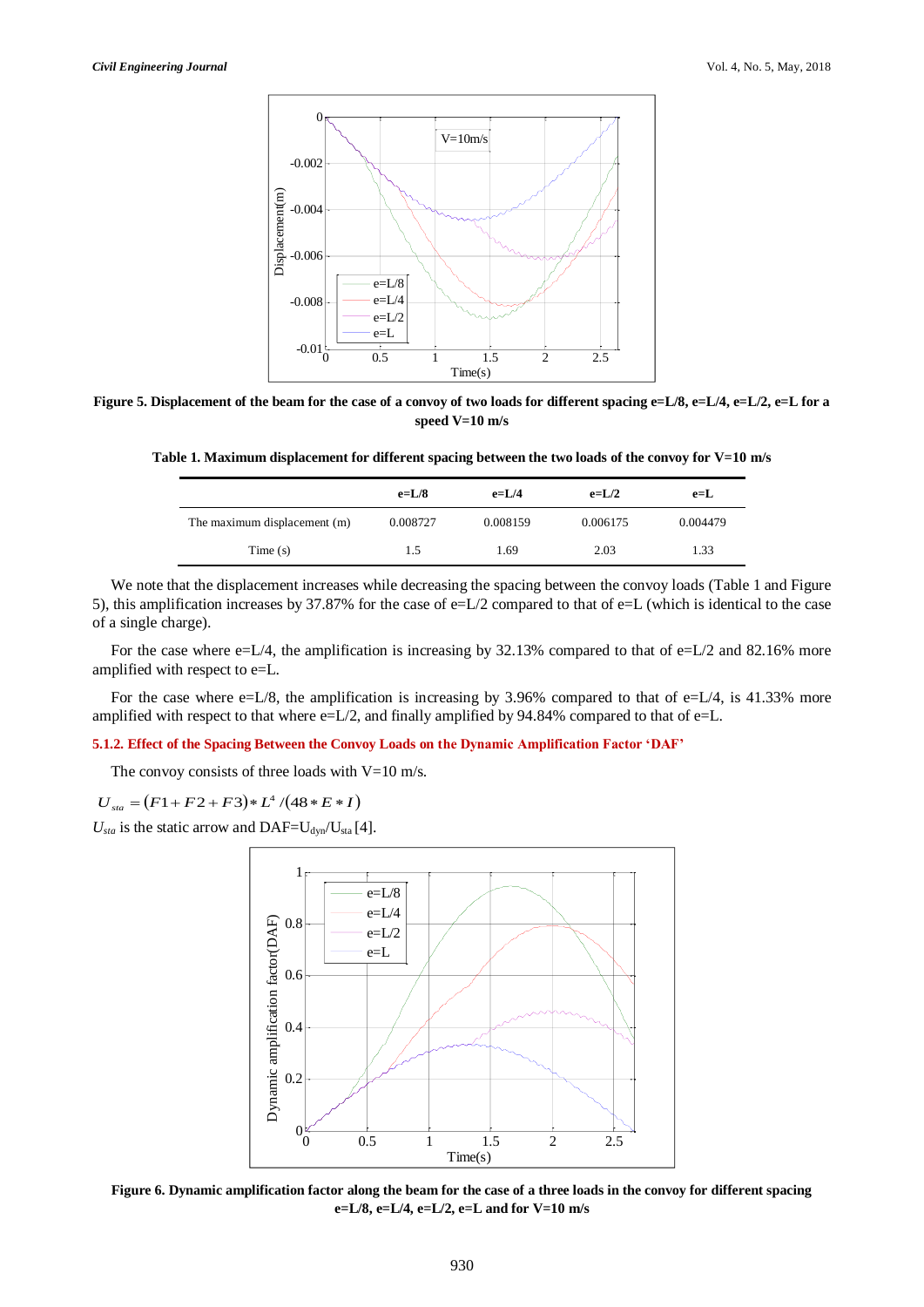Figure 5. Displacement of the beam for the case of a convoy of two loads for different spacing e=L/8, e=L/4, e=L/2, e=L for a speed V=10 m/s

Table 1. Maximum displacement for different spacing between the two loads of the convoy for V=10 m/s

| | e=L/8 | e=L/4 | e=L/2 | e=L |
|---|---|---|---|---|
| The maximum displacement (m) | 0.008727 | 0.008159 | 0.006175 | 0.004479 |
| Time (s) | 1.5 | 1.69 | 2.03 | 1.33 |

We note that the displacement increases while decreasing the spacing between the convoy loads (Table 1 and Figure 5), this amplification increases by 37.87% for the case of e=L/2 compared to that of e=L (which is identical to the case of a single charge).

For the case where e=L/4, the amplification is increasing by 32.13% compared to that of e=L/2 and 82.16% more amplified with respect to e=L.

For the case where e=L/8, the amplification is increasing by 3.96% compared to that of e=L/4, is 41.33% more amplified with respect to that where e=L/2, and finally amplified by 94.84% compared to that of e=L.

### 5.1.2. Effect of the Spacing Between the Convoy Loads on the Dynamic Amplification Factor 'DAF'

The convoy consists of three loads with V=10 m/s.

$$U_{sta} = (F1 + F2 + F3) * L^4 / (48 * E * I)$$

$U_{sta}$ is the static arrow and DAF=$U_{dyn}$/$U_{sta}$ [4].

Figure 6. Dynamic amplification factor along the beam for the case of a three loads in the convoy for different spacing e=L/8, e=L/4, e=L/2, e=L and for V=10 m/s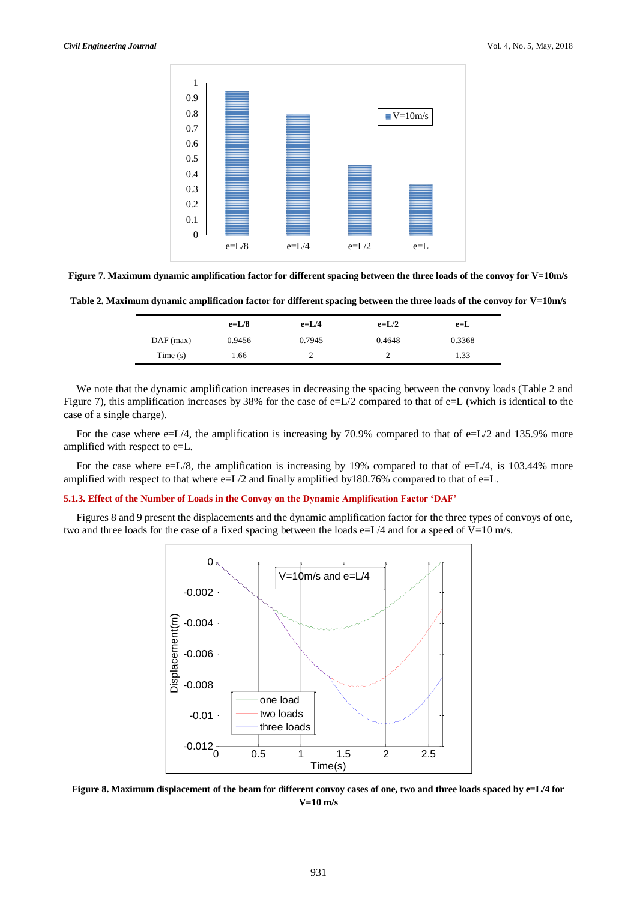Figure 7. Maximum dynamic amplification factor for different spacing between the three loads of the convoy for V=10m/s

Table 2. Maximum dynamic amplification factor for different spacing between the three loads of the convoy for V=10m/s

| | e=L/8 | e=L/4 | e=L/2 | e=L |
|---|---|---|---|---|
| DAF (max) | 0.9456 | 0.7945 | 0.4648 | 0.3368 |
| Time (s) | 1.66 | 2 | 2 | 1.33 |

We note that the dynamic amplification increases in decreasing the spacing between the convoy loads (Table 2 and Figure 7), this amplification increases by 38% for the case of e=L/2 compared to that of e=L (which is identical to the case of a single charge).

For the case where e=L/4, the amplification is increasing by 70.9% compared to that of e=L/2 and 135.9% more amplified with respect to e=L.

For the case where e=L/8, the amplification is increasing by 19% compared to that of e=L/4, is 103.44% more amplified with respect to that where e=L/2 and finally amplified by180.76% compared to that of e=L.

#### 5.1.3. Effect of the Number of Loads in the Convoy on the Dynamic Amplification Factor 'DAF'

Figures 8 and 9 present the displacements and the dynamic amplification factor for the three types of convoys of one, two and three loads for the case of a fixed spacing between the loads e=L/4 and for a speed of V=10 m/s.

Figure 8. Maximum displacement of the beam for different convoy cases of one, two and three loads spaced by e=L/4 for V=10 m/s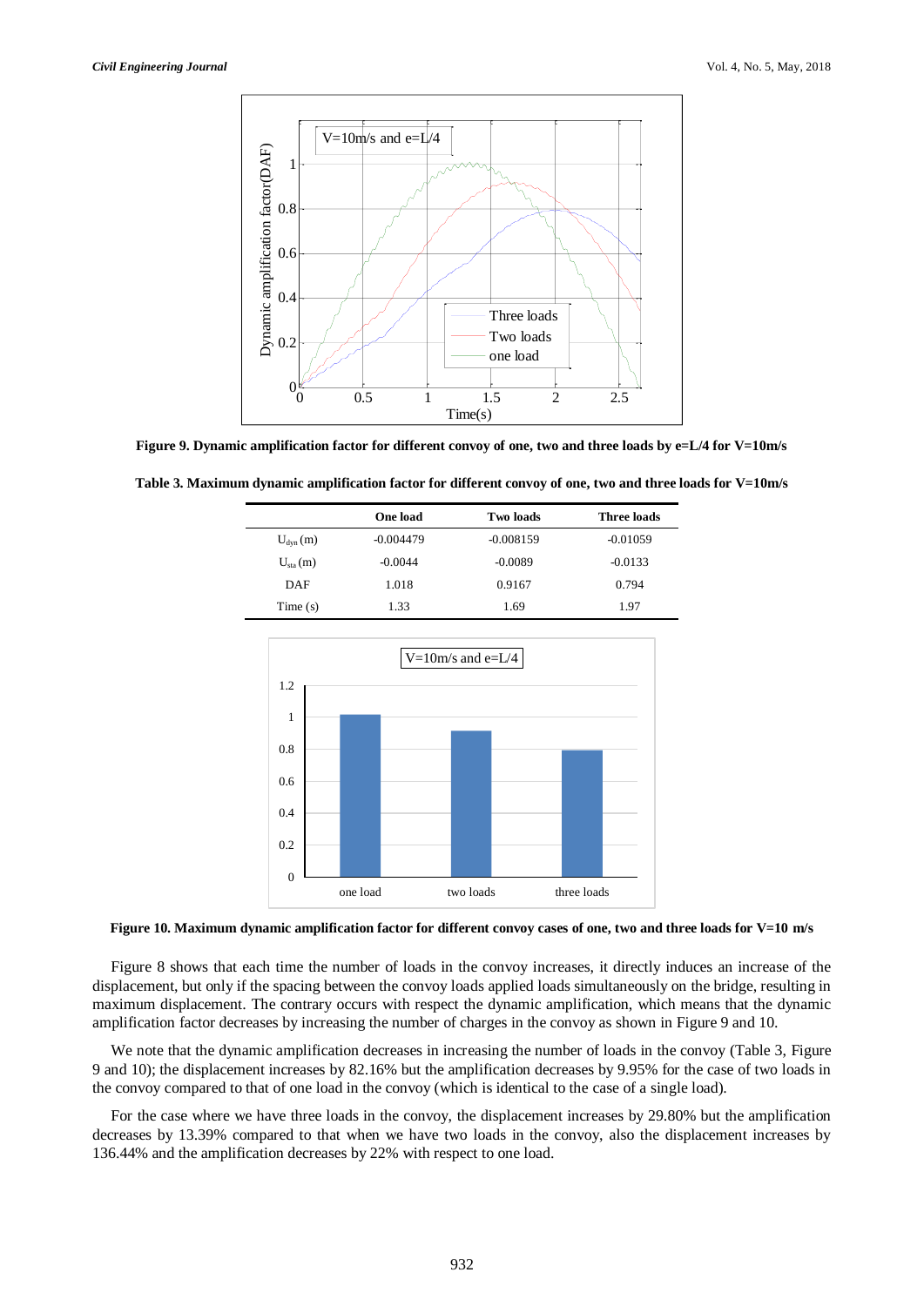**Figure 9. Dynamic amplification factor for different convoy of one, two and three loads by e=L/4 for V=10m/s**

**Table 3. Maximum dynamic amplification factor for different convoy of one, two and three loads for V=10m/s**

| | One load | Two loads | Three loads |
|---|---|---|---|
| $U_{dyn}$ (m) | -0.004479 | -0.008159 | -0.01059 |
| $U_{sta}$ (m) | -0.0044 | -0.0089 | -0.0133 |
| DAF | 1.018 | 0.9167 | 0.794 |
| Time (s) | 1.33 | 1.69 | 1.97 |

**Figure 10. Maximum dynamic amplification factor for different convoy cases of one, two and three loads for V=10 m/s**

Figure 8 shows that each time the number of loads in the convoy increases, it directly induces an increase of the displacement, but only if the spacing between the convoy loads applied loads simultaneously on the bridge, resulting in maximum displacement. The contrary occurs with respect the dynamic amplification, which means that the dynamic amplification factor decreases by increasing the number of charges in the convoy as shown in Figure 9 and 10.

We note that the dynamic amplification decreases in increasing the number of loads in the convoy (Table 3, Figure 9 and 10); the displacement increases by 82.16% but the amplification decreases by 9.95% for the case of two loads in the convoy compared to that of one load in the convoy (which is identical to the case of a single load).

For the case where we have three loads in the convoy, the displacement increases by 29.80% but the amplification decreases by 13.39% compared to that when we have two loads in the convoy, also the displacement increases by 136.44% and the amplification decreases by 22% with respect to one load.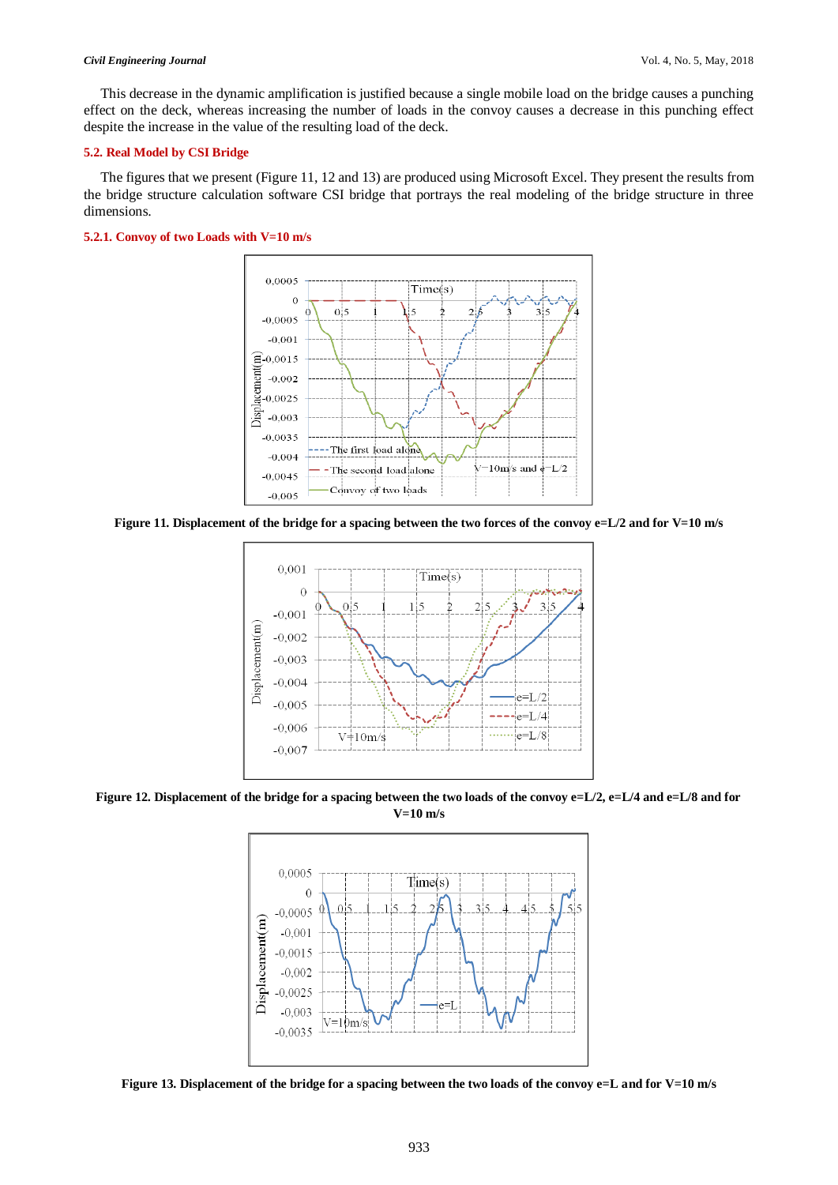This decrease in the dynamic amplification is justified because a single mobile load on the bridge causes a punching effect on the deck, whereas increasing the number of loads in the convoy causes a decrease in this punching effect despite the increase in the value of the resulting load of the deck.

### 5.2. Real Model by CSI Bridge

The figures that we present (Figure 11, 12 and 13) are produced using Microsoft Excel. They present the results from the bridge structure calculation software CSI bridge that portrays the real modeling of the bridge structure in three dimensions.

#### 5.2.1. Convoy of two Loads with V=10 m/s

**Figure 11. Displacement of the bridge for a spacing between the two forces of the convoy e=L/2 and for V=10 m/s**

**Figure 12. Displacement of the bridge for a spacing between the two loads of the convoy e=L/2, e=L/4 and e=L/8 and for V=10 m/s**

**Figure 13. Displacement of the bridge for a spacing between the two loads of the convoy e=L and for V=10 m/s**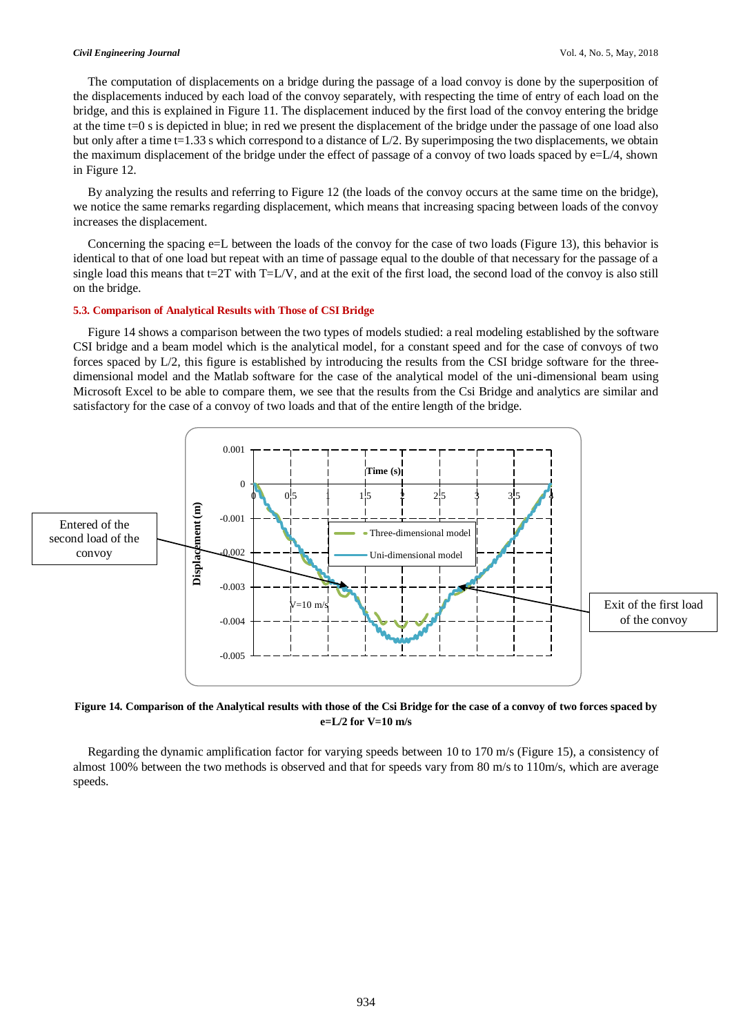The computation of displacements on a bridge during the passage of a load convoy is done by the superposition of the displacements induced by each load of the convoy separately, with respecting the time of entry of each load on the bridge, and this is explained in Figure 11. The displacement induced by the first load of the convoy entering the bridge at the time t=0 s is depicted in blue; in red we present the displacement of the bridge under the passage of one load also but only after a time t=1.33 s which correspond to a distance of L/2. By superimposing the two displacements, we obtain the maximum displacement of the bridge under the effect of passage of a convoy of two loads spaced by e=L/4, shown in Figure 12.

By analyzing the results and referring to Figure 12 (the loads of the convoy occurs at the same time on the bridge), we notice the same remarks regarding displacement, which means that increasing spacing between loads of the convoy increases the displacement.

Concerning the spacing e=L between the loads of the convoy for the case of two loads (Figure 13), this behavior is identical to that of one load but repeat with an time of passage equal to the double of that necessary for the passage of a single load this means that t=2T with T=L/V, and at the exit of the first load, the second load of the convoy is also still on the bridge.

### 5.3. Comparison of Analytical Results with Those of CSI Bridge

Figure 14 shows a comparison between the two types of models studied: a real modeling established by the software CSI bridge and a beam model which is the analytical model, for a constant speed and for the case of convoys of two forces spaced by L/2, this figure is established by introducing the results from the CSI bridge software for the three-dimensional model and the Matlab software for the case of the analytical model of the uni-dimensional beam using Microsoft Excel to be able to compare them, we see that the results from the Csi Bridge and analytics are similar and satisfactory for the case of a convoy of two loads and that of the entire length of the bridge.

**Figure 14. Comparison of the Analytical results with those of the Csi Bridge for the case of a convoy of two forces spaced by e=L/2 for V=10 m/s**

Regarding the dynamic amplification factor for varying speeds between 10 to 170 m/s (Figure 15), a consistency of almost 100% between the two methods is observed and that for speeds vary from 80 m/s to 110m/s, which are average speeds.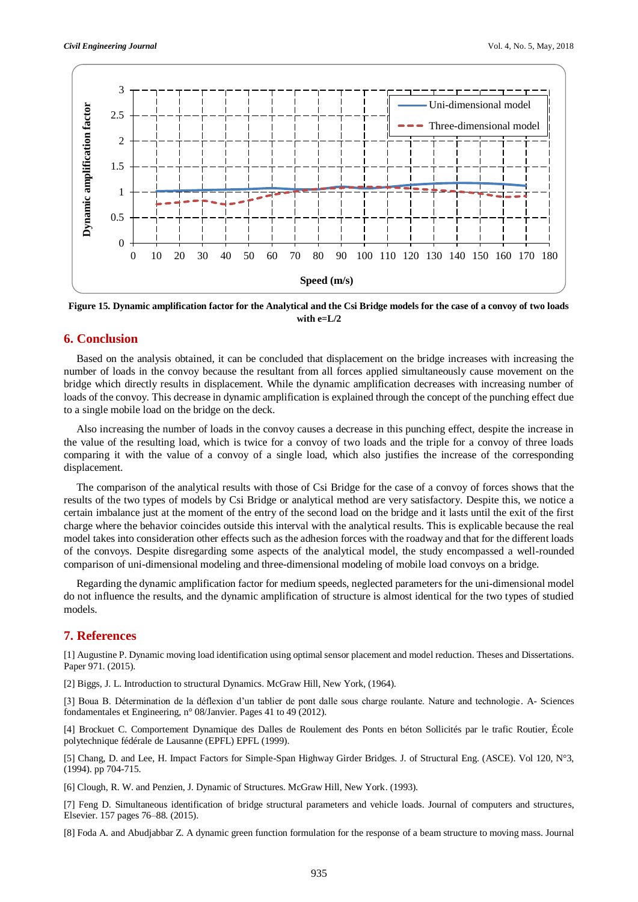Figure 15. Dynamic amplification factor for the Analytical and the Csi Bridge models for the case of a convoy of two loads with e=L/2

## 6. Conclusion

Based on the analysis obtained, it can be concluded that displacement on the bridge increases with increasing the number of loads in the convoy because the resultant from all forces applied simultaneously cause movement on the bridge which directly results in displacement. While the dynamic amplification decreases with increasing number of loads of the convoy. This decrease in dynamic amplification is explained through the concept of the punching effect due to a single mobile load on the bridge on the deck.

Also increasing the number of loads in the convoy causes a decrease in this punching effect, despite the increase in the value of the resulting load, which is twice for a convoy of two loads and the triple for a convoy of three loads comparing it with the value of a convoy of a single load, which also justifies the increase of the corresponding displacement.

The comparison of the analytical results with those of Csi Bridge for the case of a convoy of forces shows that the results of the two types of models by Csi Bridge or analytical method are very satisfactory. Despite this, we notice a certain imbalance just at the moment of the entry of the second load on the bridge and it lasts until the exit of the first charge where the behavior coincides outside this interval with the analytical results. This is explicable because the real model takes into consideration other effects such as the adhesion forces with the roadway and that for the different loads of the convoys. Despite disregarding some aspects of the analytical model, the study encompassed a well-rounded comparison of uni-dimensional modeling and three-dimensional modeling of mobile load convoys on a bridge.

Regarding the dynamic amplification factor for medium speeds, neglected parameters for the uni-dimensional model do not influence the results, and the dynamic amplification of structure is almost identical for the two types of studied models.

## 7. References

[1] Augustine P. Dynamic moving load identification using optimal sensor placement and model reduction. Theses and Dissertations. Paper 971. (2015).

[2] Biggs, J. L. Introduction to structural Dynamics. McGraw Hill, New York, (1964).

[3] Boua B. Détermination de la déflexion d'un tablier de pont dalle sous charge roulante. Nature and technologie. A- Sciences fondamentales et Engineering, n° 08/Janvier. Pages 41 to 49 (2012).

[4] Brockuet C. Comportement Dynamique des Dalles de Roulement des Ponts en béton Sollicités par le trafic Routier, École polytechnique fédérale de Lausanne (EPFL) EPFL (1999).

[5] Chang, D. and Lee, H. Impact Factors for Simple-Span Highway Girder Bridges. J. of Structural Eng. (ASCE). Vol 120, N°3, (1994). pp 704-715.

[6] Clough, R. W. and Penzien, J. Dynamic of Structures. McGraw Hill, New York. (1993).

[7] Feng D. Simultaneous identification of bridge structural parameters and vehicle loads. Journal of computers and structures, Elsevier. 157 pages 76–88. (2015).

[8] Foda A. and Abudjabbar Z. A dynamic green function formulation for the response of a beam structure to moving mass. Journal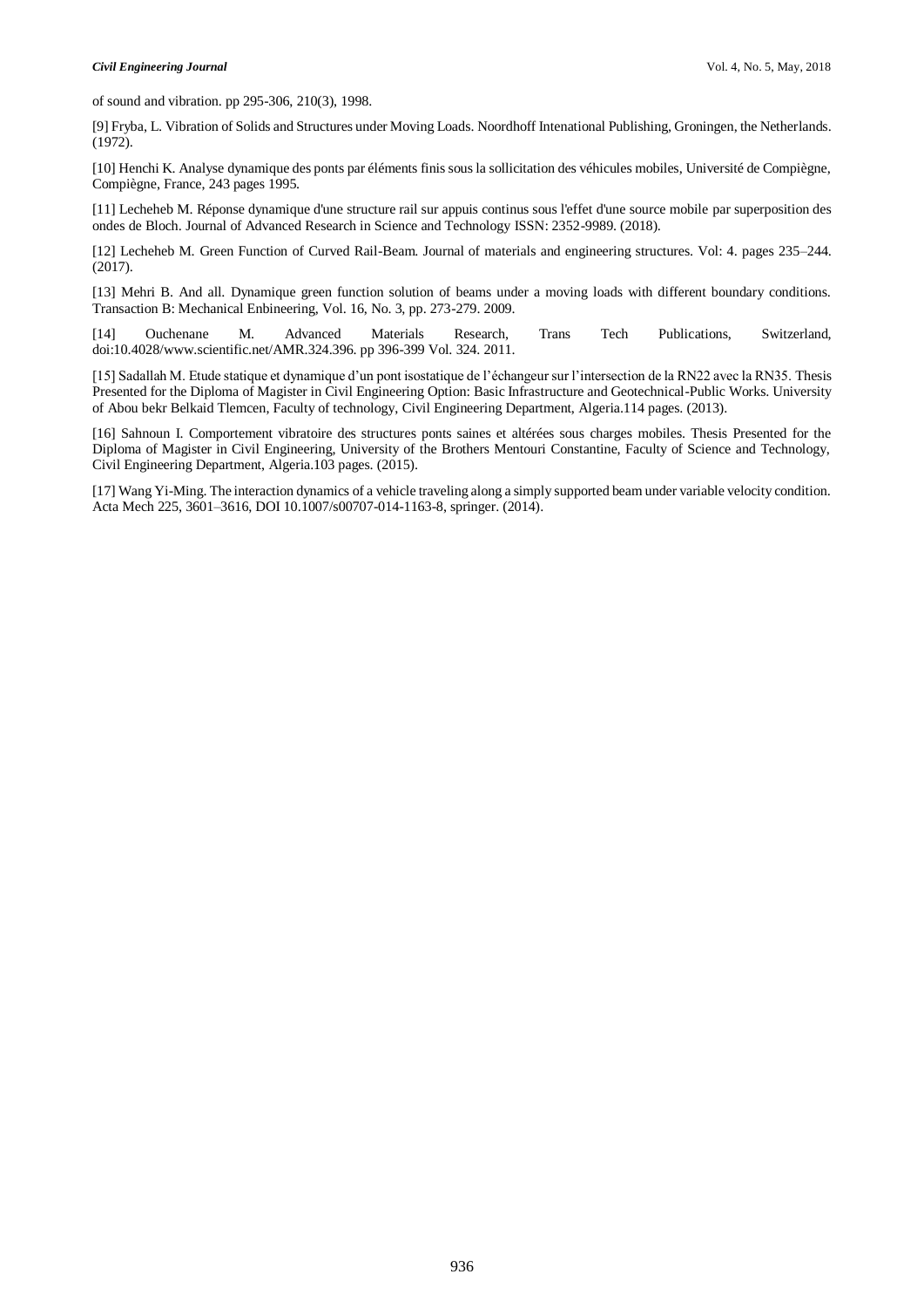of sound and vibration. pp 295-306, 210(3), 1998.

[9] Fryba, L. Vibration of Solids and Structures under Moving Loads. Noordhoff Intenational Publishing, Groningen, the Netherlands. (1972).

[10] Henchi K. Analyse dynamique des ponts par éléments finis sous la sollicitation des véhicules mobiles, Université de Compiègne, Compiègne, France, 243 pages 1995.

[11] Lecheheb M. Réponse dynamique d'une structure rail sur appuis continus sous l'effet d'une source mobile par superposition des ondes de Bloch. Journal of Advanced Research in Science and Technology ISSN: 2352-9989. (2018).

[12] Lecheheb M. Green Function of Curved Rail-Beam. Journal of materials and engineering structures. Vol: 4. pages 235–244. (2017).

[13] Mehri B. And all. Dynamique green function solution of beams under a moving loads with different boundary conditions. Transaction B: Mechanical Enbineering, Vol. 16, No. 3, pp. 273-279. 2009.

[14] Ouchenane M. Advanced Materials Research, Trans Tech Publications, Switzerland, doi:10.4028/www.scientific.net/AMR.324.396. pp 396-399 Vol. 324. 2011.

[15] Sadallah M. Etude statique et dynamique d'un pont isostatique de l'échangeur sur l'intersection de la RN22 avec la RN35. Thesis Presented for the Diploma of Magister in Civil Engineering Option: Basic Infrastructure and Geotechnical-Public Works. University of Abou bekr Belkaid Tlemcen, Faculty of technology, Civil Engineering Department, Algeria.114 pages. (2013).

[16] Sahnoun I. Comportement vibratoire des structures ponts saines et altérées sous charges mobiles. Thesis Presented for the Diploma of Magister in Civil Engineering, University of the Brothers Mentouri Constantine, Faculty of Science and Technology, Civil Engineering Department, Algeria.103 pages. (2015).

[17] Wang Yi-Ming. The interaction dynamics of a vehicle traveling along a simply supported beam under variable velocity condition. Acta Mech 225, 3601–3616, DOI 10.1007/s00707-014-1163-8, springer. (2014).